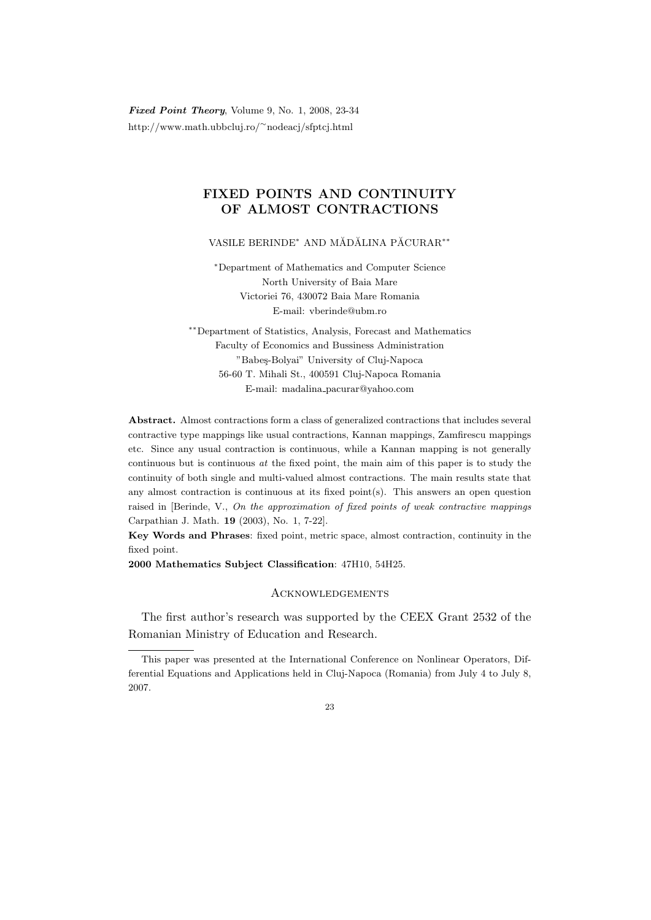# FIXED POINTS AND CONTINUITY OF ALMOST CONTRACTIONS

VASILE BERINDE* AND MĂDĂLINA PĂCURAR**

*Department of Mathematics and Computer Science
North University of Baia Mare
Victoriei 76, 430072 Baia Mare Romania
E-mail: vberinde@ubm.ro

**Department of Statistics, Analysis, Forecast and Mathematics
Faculty of Economics and Bussiness Administration
"Babeş-Bolyai" University of Cluj-Napoca
56-60 T. Mihali St., 400591 Cluj-Napoca Romania
E-mail: madalina_pacurar@yahoo.com

**Abstract.** Almost contractions form a class of generalized contractions that includes several contractive type mappings like usual contractions, Kannan mappings, Zamfirescu mappings etc. Since any usual contraction is continuous, while a Kannan mapping is not generally continuous but is continuous *at* the fixed point, the main aim of this paper is to study the continuity of both single and multi-valued almost contractions. The main results state that any almost contraction is continuous at its fixed point(s). This answers an open question raised in [Berinde, V., *On the approximation of fixed points of weak contractive mappings* Carpathian J. Math. **19** (2003), No. 1, 7-22].

**Key Words and Phrases**: fixed point, metric space, almost contraction, continuity in the fixed point.

**2000 Mathematics Subject Classification**: 47H10, 54H25.

## Acknowledgements

The first author's research was supported by the CEEX Grant 2532 of the Romanian Ministry of Education and Research.

---

This paper was presented at the International Conference on Nonlinear Operators, Differential Equations and Applications held in Cluj-Napoca (Romania) from July 4 to July 8, 2007.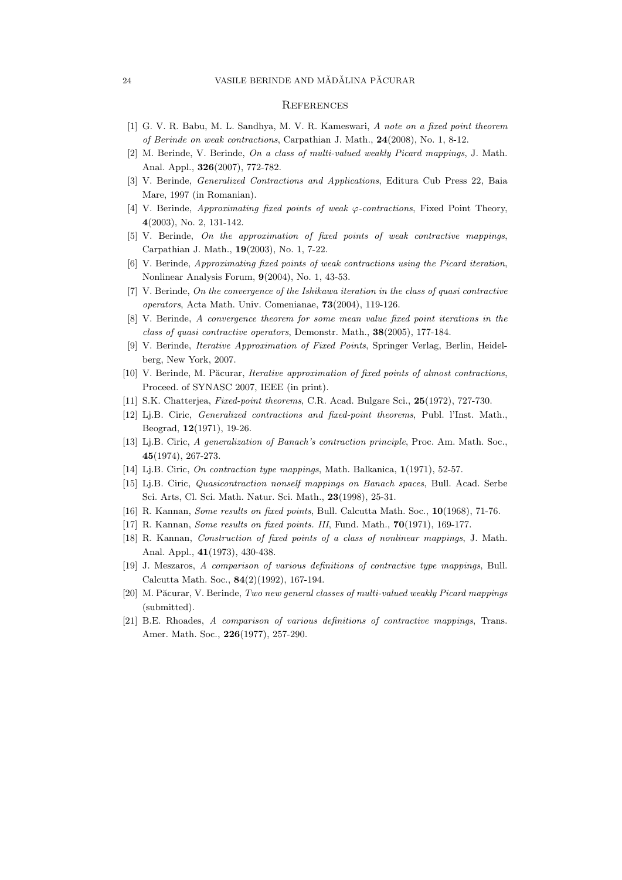## References

[1] G. V. R. Babu, M. L. Sandhya, M. V. R. Kameswari, *A note on a fixed point theorem of Berinde on weak contractions*, Carpathian J. Math., **24**(2008), No. 1, 8-12.

[2] M. Berinde, V. Berinde, *On a class of multi-valued weakly Picard mappings*, J. Math. Anal. Appl., **326**(2007), 772-782.

[3] V. Berinde, *Generalized Contractions and Applications*, Editura Cub Press 22, Baia Mare, 1997 (in Romanian).

[4] V. Berinde, *Approximating fixed points of weak $\varphi$-contractions*, Fixed Point Theory, **4**(2003), No. 2, 131-142.

[5] V. Berinde, *On the approximation of fixed points of weak contractive mappings*, Carpathian J. Math., **19**(2003), No. 1, 7-22.

[6] V. Berinde, *Approximating fixed points of weak contractions using the Picard iteration*, Nonlinear Analysis Forum, **9**(2004), No. 1, 43-53.

[7] V. Berinde, *On the convergence of the Ishikawa iteration in the class of quasi contractive operators*, Acta Math. Univ. Comenianae, **73**(2004), 119-126.

[8] V. Berinde, *A convergence theorem for some mean value fixed point iterations in the class of quasi contractive operators*, Demonstr. Math., **38**(2005), 177-184.

[9] V. Berinde, *Iterative Approximation of Fixed Points*, Springer Verlag, Berlin, Heidelberg, New York, 2007.

[10] V. Berinde, M. Păcurar, *Iterative approximation of fixed points of almost contractions*, Proceed. of SYNASC 2007, IEEE (in print).

[11] S.K. Chatterjea, *Fixed-point theorems*, C.R. Acad. Bulgare Sci., **25**(1972), 727-730.

[12] Lj.B. Ciric, *Generalized contractions and fixed-point theorems*, Publ. l'Inst. Math., Beograd, **12**(1971), 19-26.

[13] Lj.B. Ciric, *A generalization of Banach's contraction principle*, Proc. Am. Math. Soc., **45**(1974), 267-273.

[14] Lj.B. Ciric, *On contraction type mappings*, Math. Balkanica, **1**(1971), 52-57.

[15] Lj.B. Ciric, *Quasicontraction nonself mappings on Banach spaces*, Bull. Acad. Serbe Sci. Arts, Cl. Sci. Math. Natur. Sci. Math., **23**(1998), 25-31.

[16] R. Kannan, *Some results on fixed points*, Bull. Calcutta Math. Soc., **10**(1968), 71-76.

[17] R. Kannan, *Some results on fixed points. III*, Fund. Math., **70**(1971), 169-177.

[18] R. Kannan, *Construction of fixed points of a class of nonlinear mappings*, J. Math. Anal. Appl., **41**(1973), 430-438.

[19] J. Meszaros, *A comparison of various definitions of contractive type mappings*, Bull. Calcutta Math. Soc., **84**(2)(1992), 167-194.

[20] M. Păcurar, V. Berinde, *Two new general classes of multi-valued weakly Picard mappings* (submitted).

[21] B.E. Rhoades, *A comparison of various definitions of contractive mappings*, Trans. Amer. Math. Soc., **226**(1977), 257-290.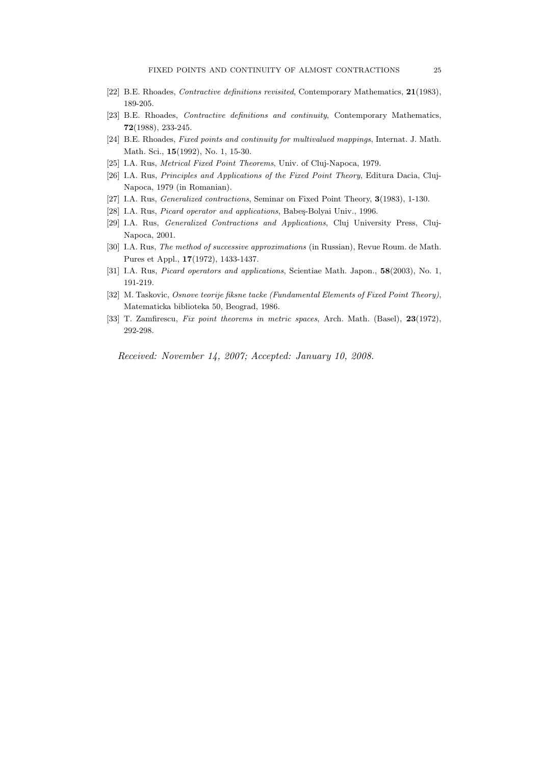[22] B.E. Rhoades, *Contractive definitions revisited*, Contemporary Mathematics, **21**(1983), 189-205.

[23] B.E. Rhoades, *Contractive definitions and continuity*, Contemporary Mathematics, **72**(1988), 233-245.

[24] B.E. Rhoades, *Fixed points and continuity for multivalued mappings*, Internat. J. Math. Math. Sci., **15**(1992), No. 1, 15-30.

[25] I.A. Rus, *Metrical Fixed Point Theorems*, Univ. of Cluj-Napoca, 1979.

[26] I.A. Rus, *Principles and Applications of the Fixed Point Theory*, Editura Dacia, Cluj-Napoca, 1979 (in Romanian).

[27] I.A. Rus, *Generalized contractions*, Seminar on Fixed Point Theory, **3**(1983), 1-130.

[28] I.A. Rus, *Picard operator and applications*, Babeş-Bolyai Univ., 1996.

[29] I.A. Rus, *Generalized Contractions and Applications*, Cluj University Press, Cluj-Napoca, 2001.

[30] I.A. Rus, *The method of successive approximations* (in Russian), Revue Roum. de Math. Pures et Appl., **17**(1972), 1433-1437.

[31] I.A. Rus, *Picard operators and applications*, Scientiae Math. Japon., **58**(2003), No. 1, 191-219.

[32] M. Taskovic, *Osnove teorije fiksne tacke (Fundamental Elements of Fixed Point Theory)*, Matematicka biblioteka 50, Beograd, 1986.

[33] T. Zamfirescu, *Fix point theorems in metric spaces*, Arch. Math. (Basel), **23**(1972), 292-298.

*Received: November 14, 2007; Accepted: January 10, 2008.*